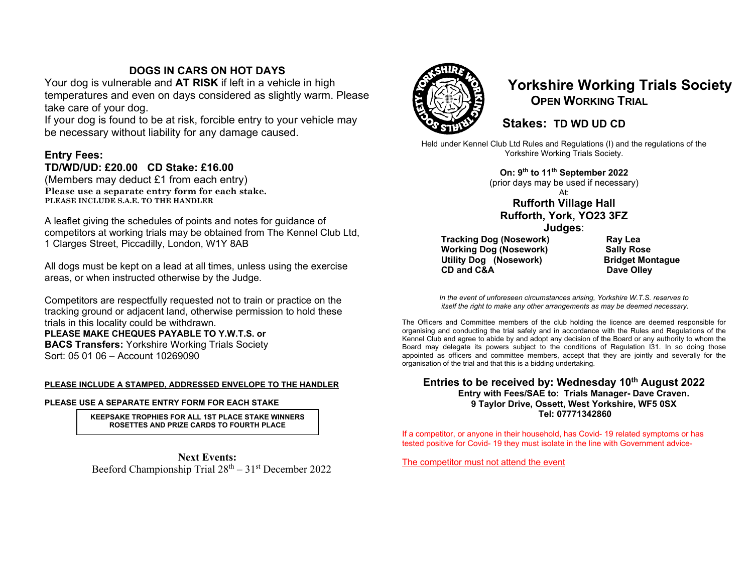## DOGS IN CARS ON HOT DAYS

Your dog is vulnerable and **AT RISK** if left in a vehicle in high temperatures and even on days considered as slightly warm. Please take care of your dog.

If your dog is found to be at risk, forcible entry to your vehicle may be necessary without liability for any damage caused.

**Entry Fees:**

**TD/WD/UD: £20.00 CD Stake: £16.00**

(Members may deduct £1 from each entry)

**Please use a separate entry form for each stake.**

**PLEASE INCLUDE S.A.E. TO THE HANDLER**

A leaflet giving the schedules of points and notes for guidance of competitors at working trials may be obtained from The Kennel Club Ltd, 1 Clarges Street, Piccadilly, London, W1Y 8AB

All dogs must be kept on a lead at all times, unless using the exercise areas, or when instructed otherwise by the Judge.

Competitors are respectfully requested not to train or practice on the tracking ground or adjacent land, otherwise permission to hold these trials in this locality could be withdrawn.

**PLEASE MAKE CHEQUES PAYABLE TO Y.W.T.S. or**

**BACS Transfers:** Yorkshire Working Trials Society

Sort: 05 01 06 – Account 10269090

**PLEASE INCLUDE A STAMPED, ADDRESSED ENVELOPE TO THE HANDLER**

**PLEASE USE A SEPARATE ENTRY FORM FOR EACH STAKE**

**KEEPSAKE TROPHIES FOR ALL 1ST PLACE STAKE WINNERS**
**ROSETTES AND PRIZE CARDS TO FOURTH PLACE**

**Next Events:**

Beeford Championship Trial 28th – 31st December 2022

# Yorkshire Working Trials Society

## OPEN WORKING TRIAL

## Stakes: TD WD UD CD

Held under Kennel Club Ltd Rules and Regulations (I) and the regulations of the Yorkshire Working Trials Society.

**On: 9th to 11th September 2022**

(prior days may be used if necessary)

At:

**Rufforth Village Hall**
**Rufforth, York, YO23 3FZ**

**Judges**:

| | |
|---|---|
| **Tracking Dog (Nosework)** | **Ray Lea** |
| **Working Dog (Nosework)** | **Sally Rose** |
| **Utility Dog (Nosework)** | **Bridget Montague** |
| **CD and C&A** | **Dave Olley** |

*In the event of unforeseen circumstances arising, Yorkshire W.T.S. reserves to itself the right to make any other arrangements as may be deemed necessary.*

The Officers and Committee members of the club holding the licence are deemed responsible for organising and conducting the trial safely and in accordance with the Rules and Regulations of the Kennel Club and agree to abide by and adopt any decision of the Board or any authority to whom the Board may delegate its powers subject to the conditions of Regulation I31. In so doing those appointed as officers and committee members, accept that they are jointly and severally for the organisation of the trial and that this is a bidding undertaking.

**Entries to be received by: Wednesday 10th August 2022**

**Entry with Fees/SAE to: Trials Manager- Dave Craven.**
**9 Taylor Drive, Ossett, West Yorkshire, WF5 0SX**
**Tel: 07771342860**

If a competitor, or anyone in their household, has Covid- 19 related symptoms or has tested positive for Covid- 19 they must isolate in the line with Government advice-

The competitor must not attend the event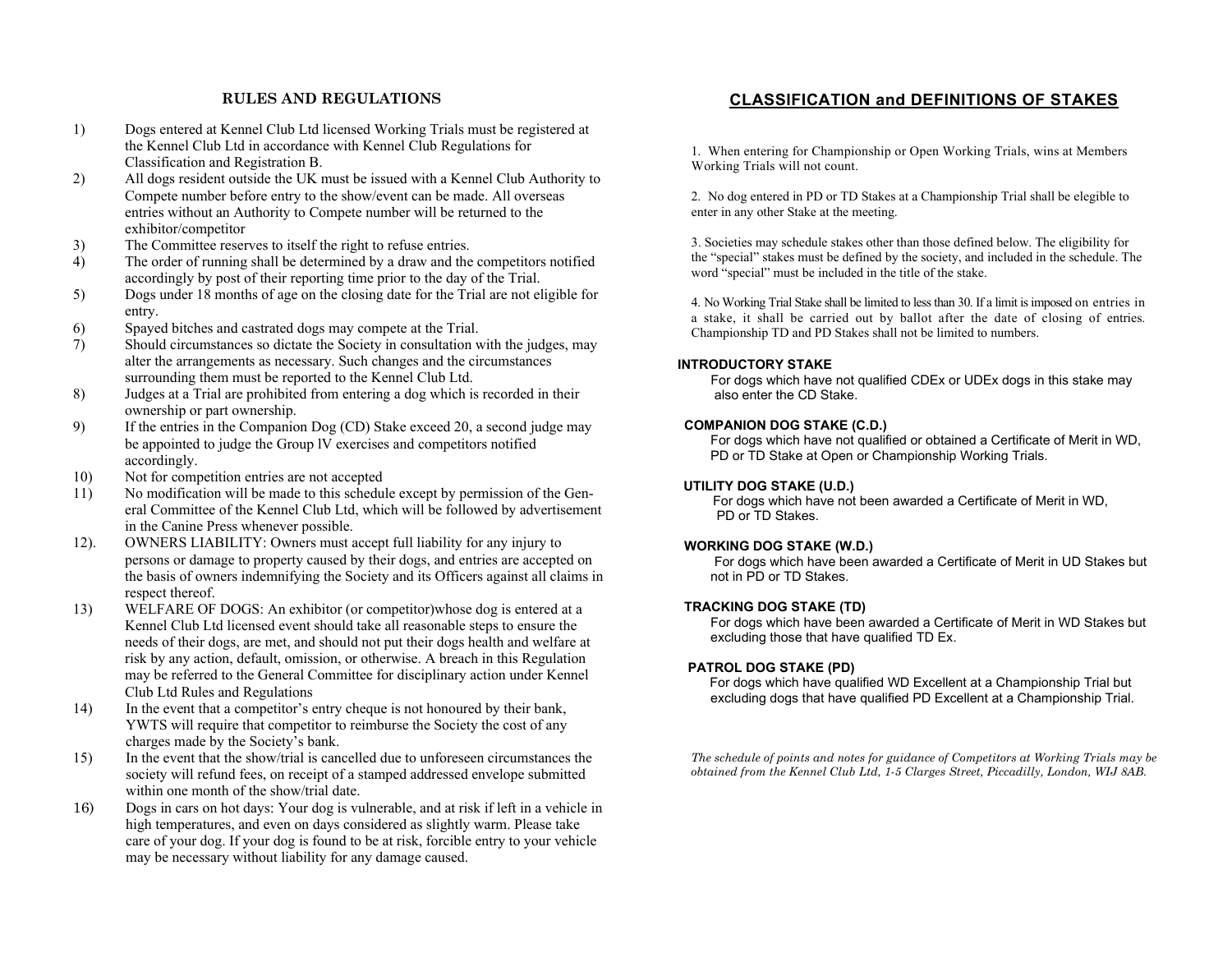## RULES AND REGULATIONS

1) Dogs entered at Kennel Club Ltd licensed Working Trials must be registered at the Kennel Club Ltd in accordance with Kennel Club Regulations for Classification and Registration B.
2) All dogs resident outside the UK must be issued with a Kennel Club Authority to Compete number before entry to the show/event can be made. All overseas entries without an Authority to Compete number will be returned to the exhibitor/competitor
3) The Committee reserves to itself the right to refuse entries.
4) The order of running shall be determined by a draw and the competitors notified accordingly by post of their reporting time prior to the day of the Trial.
5) Dogs under 18 months of age on the closing date for the Trial are not eligible for entry.
6) Spayed bitches and castrated dogs may compete at the Trial.
7) Should circumstances so dictate the Society in consultation with the judges, may alter the arrangements as necessary. Such changes and the circumstances surrounding them must be reported to the Kennel Club Ltd.
8) Judges at a Trial are prohibited from entering a dog which is recorded in their ownership or part ownership.
9) If the entries in the Companion Dog (CD) Stake exceed 20, a second judge may be appointed to judge the Group lV exercises and competitors notified accordingly.
10) Not for competition entries are not accepted
11) No modification will be made to this schedule except by permission of the General Committee of the Kennel Club Ltd, which will be followed by advertisement in the Canine Press whenever possible.
12). OWNERS LIABILITY: Owners must accept full liability for any injury to persons or damage to property caused by their dogs, and entries are accepted on the basis of owners indemnifying the Society and its Officers against all claims in respect thereof.
13) WELFARE OF DOGS: An exhibitor (or competitor)whose dog is entered at a Kennel Club Ltd licensed event should take all reasonable steps to ensure the needs of their dogs, are met, and should not put their dogs health and welfare at risk by any action, default, omission, or otherwise. A breach in this Regulation may be referred to the General Committee for disciplinary action under Kennel Club Ltd Rules and Regulations
14) In the event that a competitor's entry cheque is not honoured by their bank, YWTS will require that competitor to reimburse the Society the cost of any charges made by the Society's bank.
15) In the event that the show/trial is cancelled due to unforeseen circumstances the society will refund fees, on receipt of a stamped addressed envelope submitted within one month of the show/trial date.
16) Dogs in cars on hot days: Your dog is vulnerable, and at risk if left in a vehicle in high temperatures, and even on days considered as slightly warm. Please take care of your dog. If your dog is found to be at risk, forcible entry to your vehicle may be necessary without liability for any damage caused.

## CLASSIFICATION and DEFINITIONS OF STAKES

1. When entering for Championship or Open Working Trials, wins at Members Working Trials will not count.

2. No dog entered in PD or TD Stakes at a Championship Trial shall be elegible to enter in any other Stake at the meeting.

3. Societies may schedule stakes other than those defined below. The eligibility for the "special" stakes must be defined by the society, and included in the schedule. The word "special" must be included in the title of the stake.

4. No Working Trial Stake shall be limited to less than 30. If a limit is imposed on entries in a stake, it shall be carried out by ballot after the date of closing of entries. Championship TD and PD Stakes shall not be limited to numbers.

**INTRODUCTORY STAKE**
For dogs which have not qualified CDEx or UDEx dogs in this stake may also enter the CD Stake.

**COMPANION DOG STAKE (C.D.)**
For dogs which have not qualified or obtained a Certificate of Merit in WD, PD or TD Stake at Open or Championship Working Trials.

**UTILITY DOG STAKE (U.D.)**
For dogs which have not been awarded a Certificate of Merit in WD, PD or TD Stakes.

**WORKING DOG STAKE (W.D.)**
For dogs which have been awarded a Certificate of Merit in UD Stakes but not in PD or TD Stakes.

**TRACKING DOG STAKE (TD)**
For dogs which have been awarded a Certificate of Merit in WD Stakes but excluding those that have qualified TD Ex.

**PATROL DOG STAKE (PD)**
For dogs which have qualified WD Excellent at a Championship Trial but excluding dogs that have qualified PD Excellent at a Championship Trial.

*The schedule of points and notes for guidance of Competitors at Working Trials may be obtained from the Kennel Club Ltd, 1-5 Clarges Street, Piccadilly, London, WIJ 8AB.*